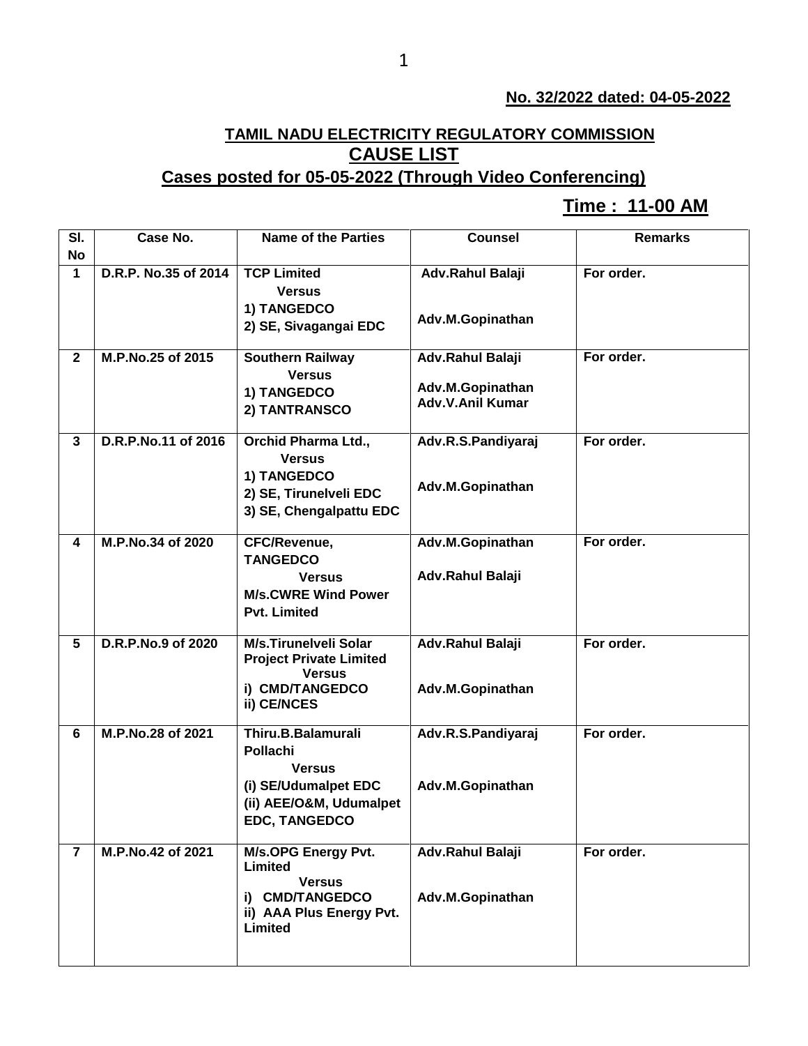**No. 32/2022 dated: 04-05-2022**

## TAMIL NADU ELECTRICITY REGULATORY COMMISSION

## CAUSE LIST

### Cases posted for 05-05-2022 (Through Video Conferencing)

**Time : 11-00 AM**

| Sl. No | Case No. | Name of the Parties | Counsel | Remarks |
|---|---|---|---|---|
| 1 | D.R.P. No.35 of 2014 | TCP Limited<br>Versus<br>1) TANGEDCO<br>2) SE, Sivagangai EDC | Adv.Rahul Balaji<br><br>Adv.M.Gopinathan | For order. |
| 2 | M.P.No.25 of 2015 | Southern Railway<br>Versus<br>1) TANGEDCO<br>2) TANTRANSCO | Adv.Rahul Balaji<br><br>Adv.M.Gopinathan<br>Adv.V.Anil Kumar | For order. |
| 3 | D.R.P.No.11 of 2016 | Orchid Pharma Ltd.,<br>Versus<br>1) TANGEDCO<br>2) SE, Tirunelveli EDC<br>3) SE, Chengalpattu EDC | Adv.R.S.Pandiyaraj<br><br>Adv.M.Gopinathan | For order. |
| 4 | M.P.No.34 of 2020 | CFC/Revenue, TANGEDCO<br>Versus<br>M/s.CWRE Wind Power Pvt. Limited | Adv.M.Gopinathan<br><br>Adv.Rahul Balaji | For order. |
| 5 | D.R.P.No.9 of 2020 | M/s.Tirunelveli Solar Project Private Limited<br>Versus<br>i) CMD/TANGEDCO<br>ii) CE/NCES | Adv.Rahul Balaji<br><br>Adv.M.Gopinathan | For order. |
| 6 | M.P.No.28 of 2021 | Thiru.B.Balamurali Pollachi<br>Versus<br>(i) SE/Udumalpet EDC<br>(ii) AEE/O&M, Udumalpet EDC, TANGEDCO | Adv.R.S.Pandiyaraj<br><br>Adv.M.Gopinathan | For order. |
| 7 | M.P.No.42 of 2021 | M/s.OPG Energy Pvt. Limited<br>Versus<br>i) CMD/TANGEDCO<br>ii) AAA Plus Energy Pvt. Limited | Adv.Rahul Balaji<br><br>Adv.M.Gopinathan | For order. |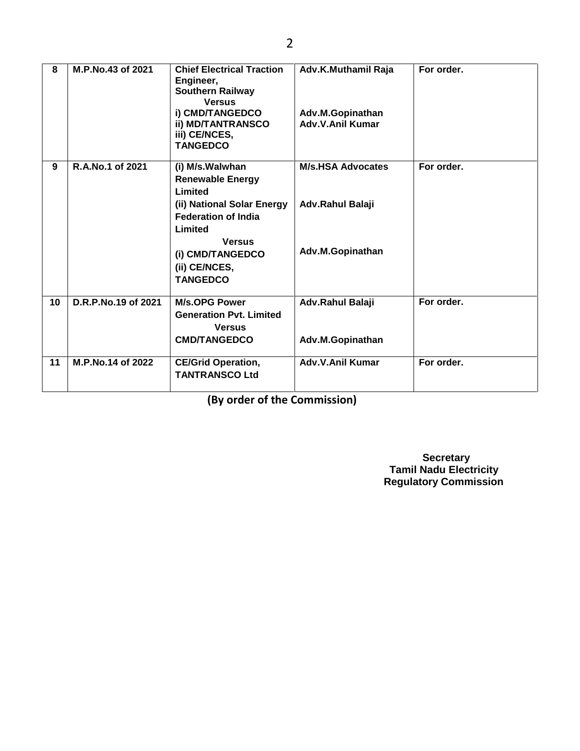| | | | | |
|---|---|---|---|---|
| **8** | **M.P.No.43 of 2021** | **Chief Electrical Traction Engineer, Southern Railway**<br>**Versus**<br>**i) CMD/TANGEDCO**<br>**ii) MD/TANTRANSCO**<br>**iii) CE/NCES, TANGEDCO** | **Adv.K.Muthamil Raja**<br><br>**Adv.M.Gopinathan**<br>**Adv.V.Anil Kumar** | **For order.** |
| **9** | **R.A.No.1 of 2021** | **(i) M/s.Walwhan Renewable Energy Limited**<br>**(ii) National Solar Energy Federation of India Limited**<br>**Versus**<br>**(i) CMD/TANGEDCO**<br>**(ii) CE/NCES, TANGEDCO** | **M/s.HSA Advocates**<br><br>**Adv.Rahul Balaji**<br><br>**Adv.M.Gopinathan** | **For order.** |
| **10** | **D.R.P.No.19 of 2021** | **M/s.OPG Power Generation Pvt. Limited**<br>**Versus**<br>**CMD/TANGEDCO** | **Adv.Rahul Balaji**<br><br>**Adv.M.Gopinathan** | **For order.** |
| **11** | **M.P.No.14 of 2022** | **CE/Grid Operation, TANTRANSCO Ltd** | **Adv.V.Anil Kumar** | **For order.** |

**(By order of the Commission)**

**Secretary**
**Tamil Nadu Electricity Regulatory Commission**